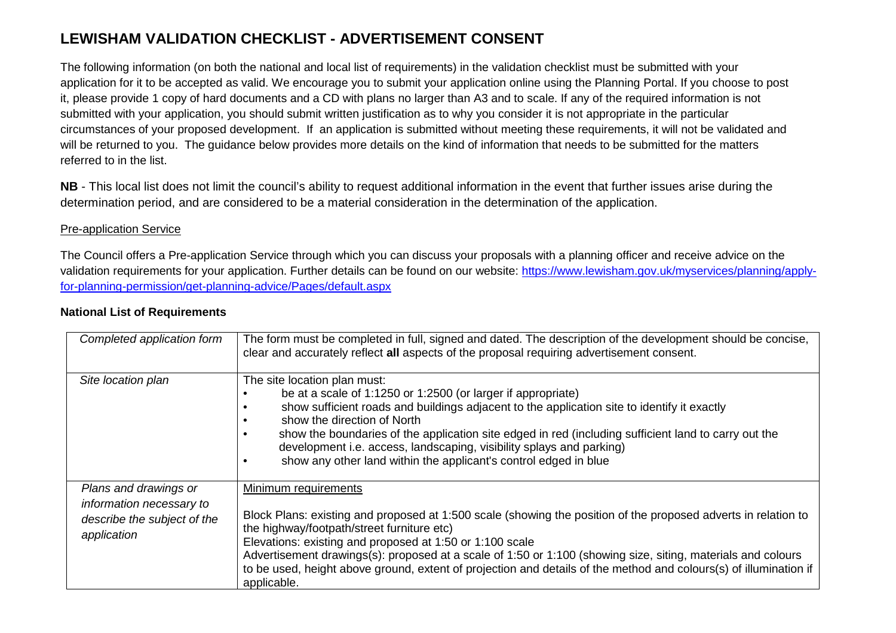# LEWISHAM VALIDATION CHECKLIST - ADVERTISEMENT CONSENT

The following information (on both the national and local list of requirements) in the validation checklist must be submitted with your application for it to be accepted as valid. We encourage you to submit your application online using the Planning Portal. If you choose to post it, please provide 1 copy of hard documents and a CD with plans no larger than A3 and to scale. If any of the required information is not submitted with your application, you should submit written justification as to why you consider it is not appropriate in the particular circumstances of your proposed development. If an application is submitted without meeting these requirements, it will not be validated and will be returned to you. The guidance below provides more details on the kind of information that needs to be submitted for the matters referred to in the list.

**NB** - This local list does not limit the council's ability to request additional information in the event that further issues arise during the determination period, and are considered to be a material consideration in the determination of the application.

Pre-application Service

The Council offers a Pre-application Service through which you can discuss your proposals with a planning officer and receive advice on the validation requirements for your application. Further details can be found on our website: [https://www.lewisham.gov.uk/myservices/planning/apply-for-planning-permission/get-planning-advice/Pages/default.aspx](https://www.lewisham.gov.uk/myservices/planning/apply-for-planning-permission/get-planning-advice/Pages/default.aspx)

**National List of Requirements**

| | |
|---|---|
| *Completed application form* | The form must be completed in full, signed and dated. The description of the development should be concise, clear and accurately reflect **all** aspects of the proposal requiring advertisement consent. |
| *Site location plan* | The site location plan must:<br>• be at a scale of 1:1250 or 1:2500 (or larger if appropriate)<br>• show sufficient roads and buildings adjacent to the application site to identify it exactly<br>• show the direction of North<br>• show the boundaries of the application site edged in red (including sufficient land to carry out the development i.e. access, landscaping, visibility splays and parking)<br>• show any other land within the applicant's control edged in blue |
| *Plans and drawings or information necessary to describe the subject of the application* | Minimum requirements<br><br>Block Plans: existing and proposed at 1:500 scale (showing the position of the proposed adverts in relation to the highway/footpath/street furniture etc)<br>Elevations: existing and proposed at 1:50 or 1:100 scale<br>Advertisement drawings(s): proposed at a scale of 1:50 or 1:100 (showing size, siting, materials and colours to be used, height above ground, extent of projection and details of the method and colours(s) of illumination if applicable. |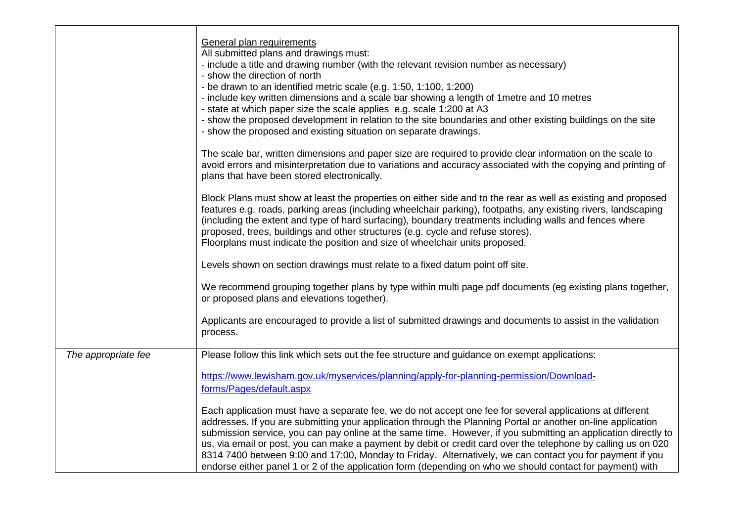| | |
|---|---|
| | <u>General plan requirements</u><br>All submitted plans and drawings must:<br>- include a title and drawing number (with the relevant revision number as necessary)<br>- show the direction of north<br>- be drawn to an identified metric scale (e.g. 1:50, 1:100, 1:200)<br>- include key written dimensions and a scale bar showing a length of 1metre and 10 metres<br>- state at which paper size the scale applies e.g. scale 1:200 at A3<br>- show the proposed development in relation to the site boundaries and other existing buildings on the site<br>- show the proposed and existing situation on separate drawings.<br><br>The scale bar, written dimensions and paper size are required to provide clear information on the scale to avoid errors and misinterpretation due to variations and accuracy associated with the copying and printing of plans that have been stored electronically.<br><br>Block Plans must show at least the properties on either side and to the rear as well as existing and proposed features e.g. roads, parking areas (including wheelchair parking), footpaths, any existing rivers, landscaping (including the extent and type of hard surfacing), boundary treatments including walls and fences where proposed, trees, buildings and other structures (e.g. cycle and refuse stores).<br>Floorplans must indicate the position and size of wheelchair units proposed.<br><br>Levels shown on section drawings must relate to a fixed datum point off site.<br><br>We recommend grouping together plans by type within multi page pdf documents (eg existing plans together, or proposed plans and elevations together).<br><br>Applicants are encouraged to provide a list of submitted drawings and documents to assist in the validation process. |
| *The appropriate fee* | Please follow this link which sets out the fee structure and guidance on exempt applications:<br><br>[https://www.lewisham.gov.uk/myservices/planning/apply-for-planning-permission/Download-forms/Pages/default.aspx](https://www.lewisham.gov.uk/myservices/planning/apply-for-planning-permission/Download-forms/Pages/default.aspx)<br><br>Each application must have a separate fee, we do not accept one fee for several applications at different addresses. If you are submitting your application through the Planning Portal or another on-line application submission service, you can pay online at the same time. However, if you submitting an application directly to us, via email or post, you can make a payment by debit or credit card over the telephone by calling us on 020 8314 7400 between 9:00 and 17:00, Monday to Friday. Alternatively, we can contact you for payment if you endorse either panel 1 or 2 of the application form (depending on who we should contact for payment) with |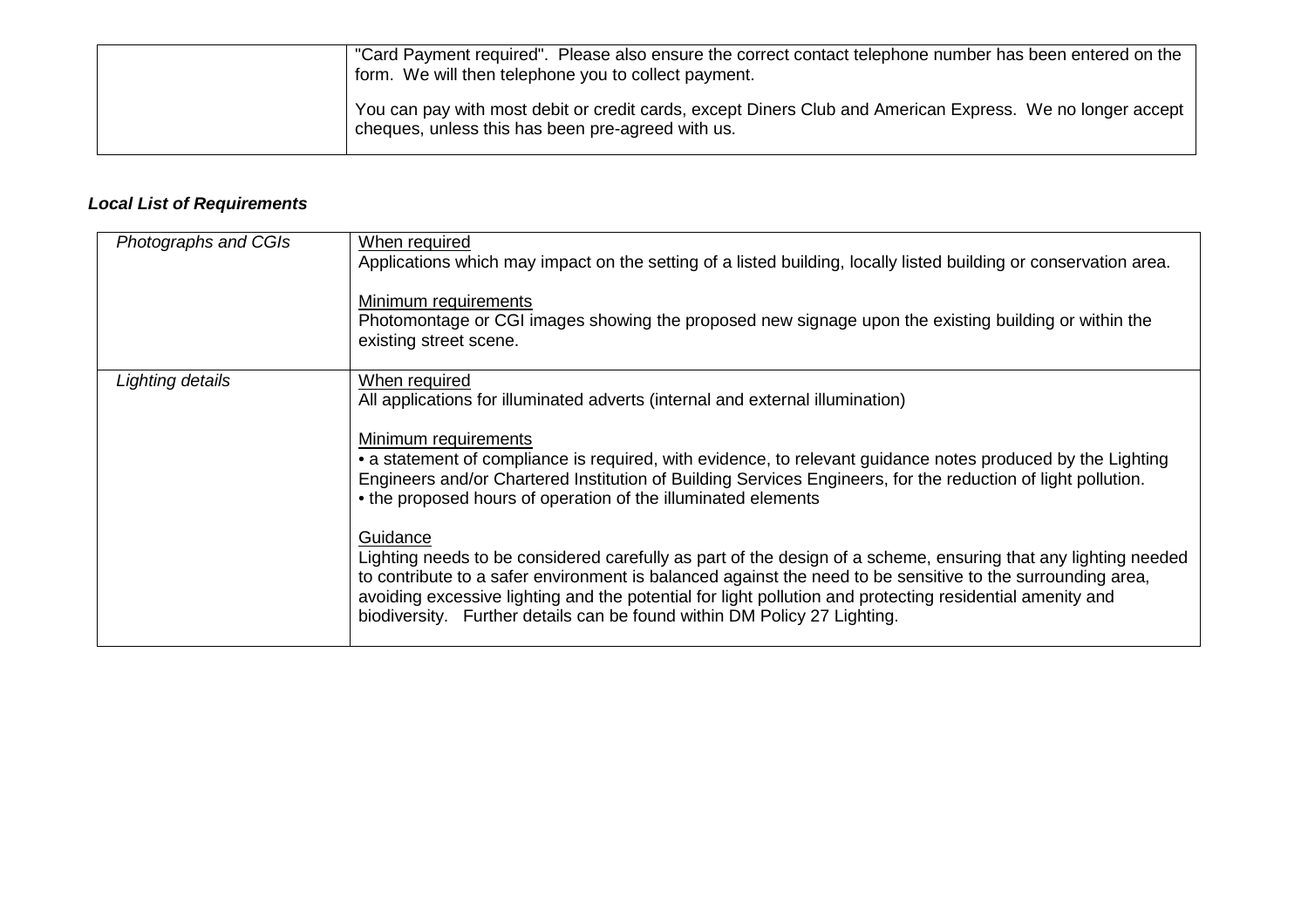| | |
|---|---|
| | "Card Payment required". Please also ensure the correct contact telephone number has been entered on the form. We will then telephone you to collect payment.<br><br>You can pay with most debit or credit cards, except Diners Club and American Express. We no longer accept cheques, unless this has been pre-agreed with us. |

***Local List of Requirements***

| | |
|---|---|
| *Photographs and CGIs* | When required<br>Applications which may impact on the setting of a listed building, locally listed building or conservation area.<br><br>Minimum requirements<br>Photomontage or CGI images showing the proposed new signage upon the existing building or within the existing street scene. |
| *Lighting details* | When required<br>All applications for illuminated adverts (internal and external illumination)<br><br>Minimum requirements<br>• a statement of compliance is required, with evidence, to relevant guidance notes produced by the Lighting Engineers and/or Chartered Institution of Building Services Engineers, for the reduction of light pollution.<br>• the proposed hours of operation of the illuminated elements<br><br>Guidance<br>Lighting needs to be considered carefully as part of the design of a scheme, ensuring that any lighting needed to contribute to a safer environment is balanced against the need to be sensitive to the surrounding area, avoiding excessive lighting and the potential for light pollution and protecting residential amenity and biodiversity. Further details can be found within DM Policy 27 Lighting. |